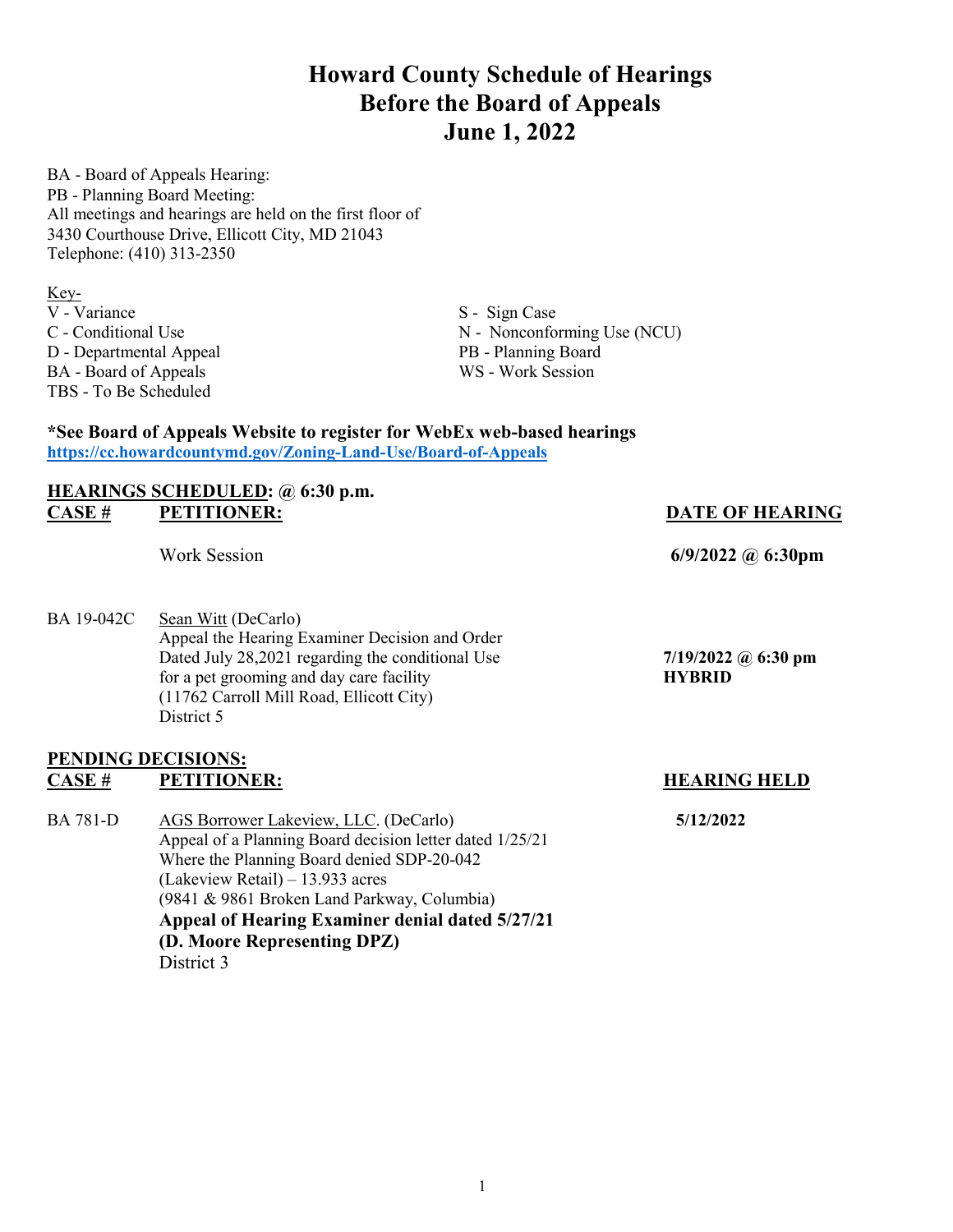# Howard County Schedule of Hearings
# Before the Board of Appeals
# June 1, 2022

BA - Board of Appeals Hearing:
PB - Planning Board Meeting:
All meetings and hearings are held on the first floor of
3430 Courthouse Drive, Ellicott City, MD 21043
Telephone: (410) 313-2350

Key-

V - Variance
C - Conditional Use
D - Departmental Appeal
BA - Board of Appeals
TBS - To Be Scheduled
S - Sign Case
N - Nonconforming Use (NCU)
PB - Planning Board
WS - Work Session

**\*See Board of Appeals Website to register for WebEx web-based hearings**
**https://cc.howardcountymd.gov/Zoning-Land-Use/Board-of-Appeals**

**HEARINGS SCHEDULED: @ 6:30 p.m.**

| CASE # | PETITIONER: | DATE OF HEARING |
|---|---|---|
| | Work Session | **6/9/2022 @ 6:30pm** |
| BA 19-042C | Sean Witt (DeCarlo)<br>Appeal the Hearing Examiner Decision and Order Dated July 28,2021 regarding the conditional Use for a pet grooming and day care facility<br>(11762 Carroll Mill Road, Ellicott City)<br>District 5 | **7/19/2022 @ 6:30 pm**<br>**HYBRID** |

**PENDING DECISIONS:**

| CASE # | PETITIONER: | HEARING HELD |
|---|---|---|
| BA 781-D | AGS Borrower Lakeview, LLC. (DeCarlo)<br>Appeal of a Planning Board decision letter dated 1/25/21 Where the Planning Board denied SDP-20-042<br>(Lakeview Retail) – 13.933 acres<br>(9841 & 9861 Broken Land Parkway, Columbia)<br>**Appeal of Hearing Examiner denial dated 5/27/21**<br>**(D. Moore Representing DPZ)**<br>District 3 | **5/12/2022** |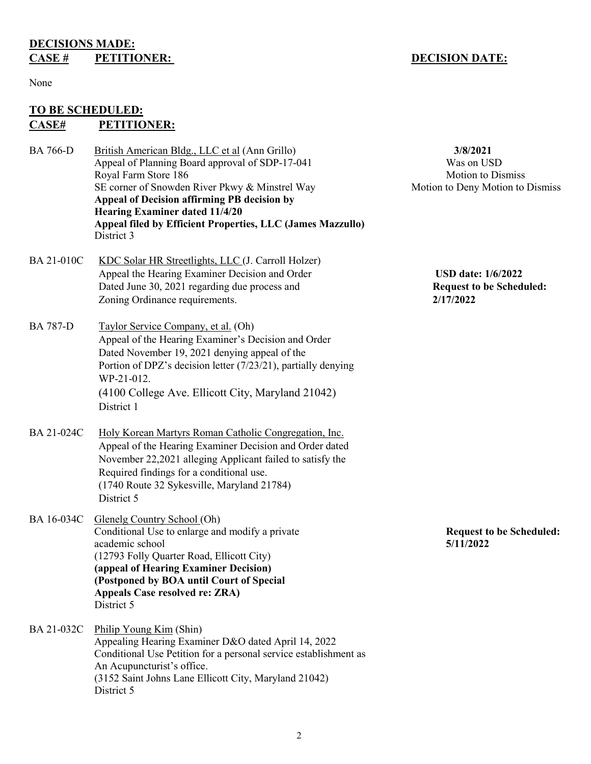## DECISIONS MADE:

| CASE # | PETITIONER: | DECISION DATE: |
| --- | --- | --- |
| None | | |

## TO BE SCHEDULED:

| CASE# | PETITIONER: | |
| --- | --- | --- |
| BA 766-D | British American Bldg., LLC et al (Ann Grillo)<br>Appeal of Planning Board approval of SDP-17-041<br>Royal Farm Store 186<br>SE corner of Snowden River Pkwy & Minstrel Way<br>**Appeal of Decision affirming PB decision by Hearing Examiner dated 11/4/20**<br>**Appeal filed by Efficient Properties, LLC (James Mazzullo)**<br>District 3 | **3/8/2021**<br>Was on USD<br>Motion to Dismiss<br>Motion to Deny Motion to Dismiss |
| BA 21-010C | KDC Solar HR Streetlights, LLC (J. Carroll Holzer)<br>Appeal the Hearing Examiner Decision and Order Dated June 30, 2021 regarding due process and Zoning Ordinance requirements. | **USD date: 1/6/2022**<br>**Request to be Scheduled: 2/17/2022** |
| BA 787-D | Taylor Service Company, et al. (Oh)<br>Appeal of the Hearing Examiner's Decision and Order Dated November 19, 2021 denying appeal of the Portion of DPZ's decision letter (7/23/21), partially denying WP-21-012.<br>(4100 College Ave. Ellicott City, Maryland 21042)<br>District 1 | |
| BA 21-024C | Holy Korean Martyrs Roman Catholic Congregation, Inc.<br>Appeal of the Hearing Examiner Decision and Order dated November 22,2021 alleging Applicant failed to satisfy the Required findings for a conditional use.<br>(1740 Route 32 Sykesville, Maryland 21784)<br>District 5 | |
| BA 16-034C | Glenelg Country School (Oh)<br>Conditional Use to enlarge and modify a private academic school<br>(12793 Folly Quarter Road, Ellicott City)<br>**(appeal of Hearing Examiner Decision)**<br>**(Postponed by BOA until Court of Special Appeals Case resolved re: ZRA)**<br>District 5 | **Request to be Scheduled: 5/11/2022** |
| BA 21-032C | Philip Young Kim (Shin)<br>Appealing Hearing Examiner D&O dated April 14, 2022<br>Conditional Use Petition for a personal service establishment as An Acupuncturist's office.<br>(3152 Saint Johns Lane Ellicott City, Maryland 21042)<br>District 5 | |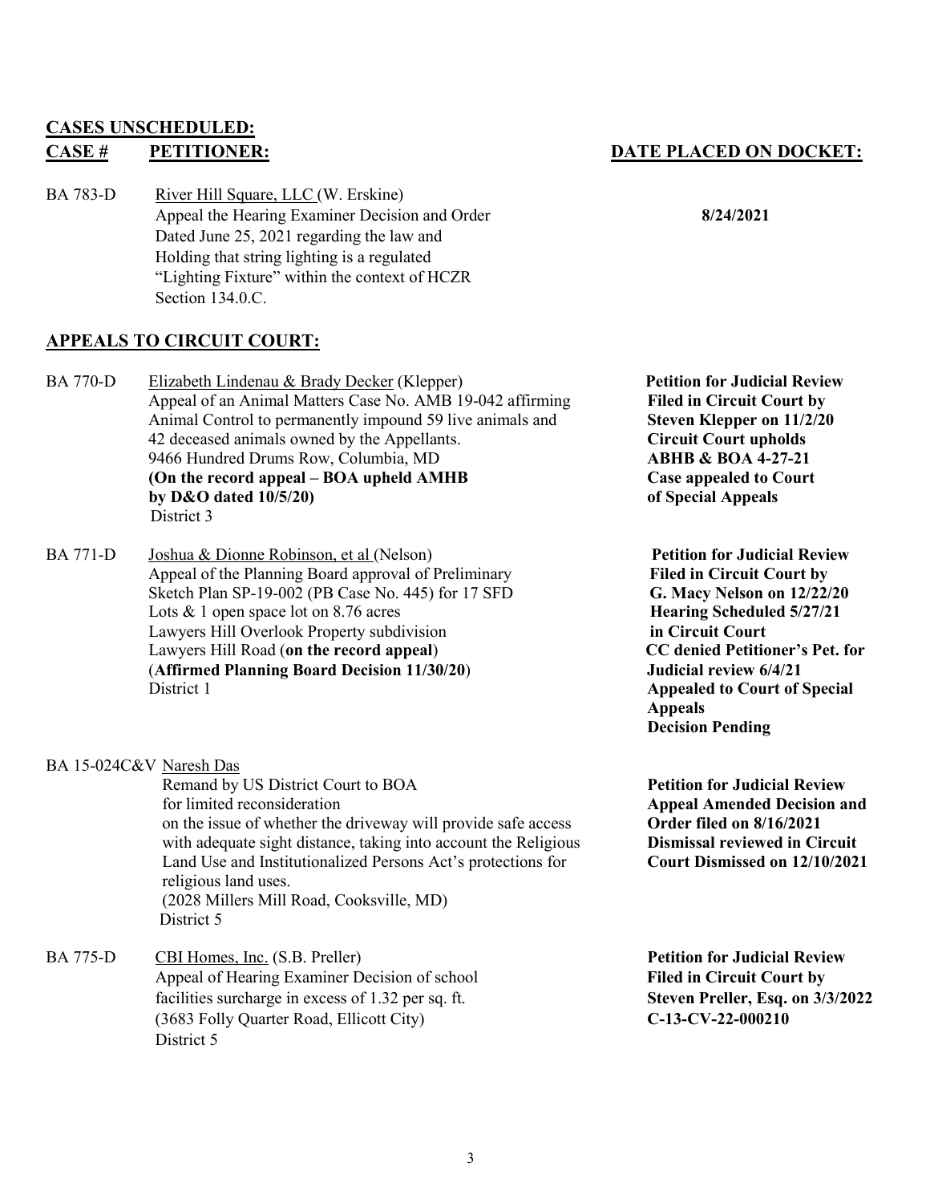## CASES UNSCHEDULED:

| CASE # | PETITIONER: | DATE PLACED ON DOCKET: |
|---|---|---|
| BA 783-D | River Hill Square, LLC (W. Erskine)<br>Appeal the Hearing Examiner Decision and Order Dated June 25, 2021 regarding the law and Holding that string lighting is a regulated "Lighting Fixture" within the context of HCZR Section 134.0.C. | **8/24/2021** |

## APPEALS TO CIRCUIT COURT:

| CASE # | PETITIONER: | STATUS |
|---|---|---|
| BA 770-D | Elizabeth Lindenau & Brady Decker (Klepper)<br>Appeal of an Animal Matters Case No. AMB 19-042 affirming Animal Control to permanently impound 59 live animals and 42 deceased animals owned by the Appellants.<br>9466 Hundred Drums Row, Columbia, MD<br>**(On the record appeal – BOA upheld AMHB by D&O dated 10/5/20)**<br>District 3 | **Petition for Judicial Review Filed in Circuit Court by Steven Klepper on 11/2/20 Circuit Court upholds ABHB & BOA 4-27-21 Case appealed to Court of Special Appeals** |
| BA 771-D | Joshua & Dionne Robinson, et al (Nelson)<br>Appeal of the Planning Board approval of Preliminary Sketch Plan SP-19-002 (PB Case No. 445) for 17 SFD Lots & 1 open space lot on 8.76 acres<br>Lawyers Hill Overlook Property subdivision<br>Lawyers Hill Road (**on the record appeal**)<br>(**Affirmed Planning Board Decision 11/30/20**)<br>District 1 | **Petition for Judicial Review Filed in Circuit Court by G. Macy Nelson on 12/22/20 Hearing Scheduled 5/27/21 in Circuit Court CC denied Petitioner's Pet. for Judicial review 6/4/21 Appealed to Court of Special Appeals Decision Pending** |
| BA 15-024C&V | Naresh Das<br>Remand by US District Court to BOA for limited reconsideration on the issue of whether the driveway will provide safe access with adequate sight distance, taking into account the Religious Land Use and Institutionalized Persons Act's protections for religious land uses.<br>(2028 Millers Mill Road, Cooksville, MD)<br>District 5 | **Petition for Judicial Review Appeal Amended Decision and Order filed on 8/16/2021 Dismissal reviewed in Circuit Court Dismissed on 12/10/2021** |
| BA 775-D | CBI Homes, Inc. (S.B. Preller)<br>Appeal of Hearing Examiner Decision of school facilities surcharge in excess of 1.32 per sq. ft.<br>(3683 Folly Quarter Road, Ellicott City)<br>District 5 | **Petition for Judicial Review Filed in Circuit Court by Steven Preller, Esq. on 3/3/2022 C-13-CV-22-000210** |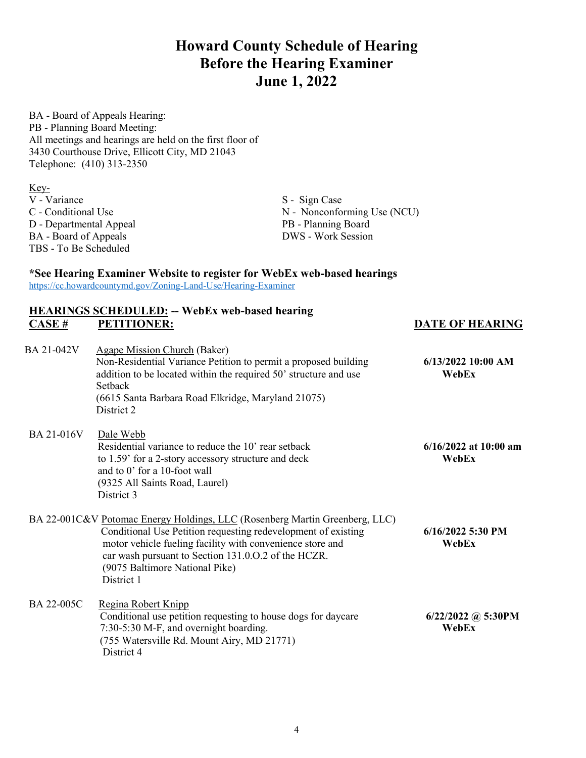# Howard County Schedule of Hearing
# Before the Hearing Examiner
# June 1, 2022

BA - Board of Appeals Hearing:
PB - Planning Board Meeting:
All meetings and hearings are held on the first floor of
3430 Courthouse Drive, Ellicott City, MD 21043
Telephone: (410) 313-2350

Key-

V - Variance
C - Conditional Use
D - Departmental Appeal
BA - Board of Appeals
TBS - To Be Scheduled
S - Sign Case
N - Nonconforming Use (NCU)
PB - Planning Board
DWS - Work Session

**\*See Hearing Examiner Website to register for WebEx web-based hearings**
https://cc.howardcountymd.gov/Zoning-Land-Use/Hearing-Examiner

**HEARINGS SCHEDULED: -- WebEx web-based hearing**

| CASE # | PETITIONER: | DATE OF HEARING |
|---|---|---|
| BA 21-042V | Agape Mission Church (Baker)<br>Non-Residential Variance Petition to permit a proposed building addition to be located within the required 50' structure and use Setback<br>(6615 Santa Barbara Road Elkridge, Maryland 21075)<br>District 2 | **6/13/2022 10:00 AM WebEx** |
| BA 21-016V | Dale Webb<br>Residential variance to reduce the 10' rear setback to 1.59' for a 2-story accessory structure and deck and to 0' for a 10-foot wall<br>(9325 All Saints Road, Laurel)<br>District 3 | **6/16/2022 at 10:00 am WebEx** |
| BA 22-001C&V | Potomac Energy Holdings, LLC (Rosenberg Martin Greenberg, LLC)<br>Conditional Use Petition requesting redevelopment of existing motor vehicle fueling facility with convenience store and car wash pursuant to Section 131.0.O.2 of the HCZR.<br>(9075 Baltimore National Pike)<br>District 1 | **6/16/2022 5:30 PM WebEx** |
| BA 22-005C | Regina Robert Knipp<br>Conditional use petition requesting to house dogs for daycare 7:30-5:30 M-F, and overnight boarding.<br>(755 Watersville Rd. Mount Airy, MD 21771)<br>District 4 | **6/22/2022 @ 5:30PM WebEx** |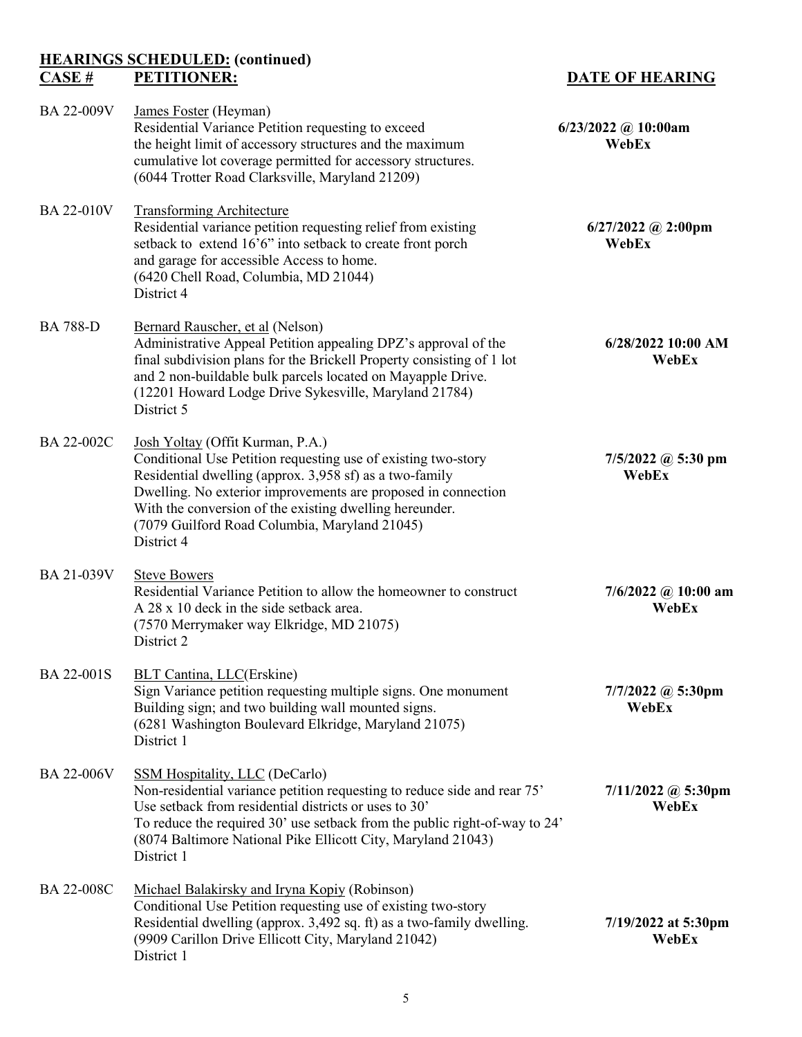## HEARINGS SCHEDULED: (continued)

| CASE # | PETITIONER: | DATE OF HEARING |
|---|---|---|
| BA 22-009V | James Foster (Heyman)<br>Residential Variance Petition requesting to exceed the height limit of accessory structures and the maximum cumulative lot coverage permitted for accessory structures.<br>(6044 Trotter Road Clarksville, Maryland 21209) | **6/23/2022 @ 10:00am<br>WebEx** |
| BA 22-010V | Transforming Architecture<br>Residential variance petition requesting relief from existing setback to extend 16'6" into setback to create front porch and garage for accessible Access to home.<br>(6420 Chell Road, Columbia, MD 21044)<br>District 4 | **6/27/2022 @ 2:00pm<br>WebEx** |
| BA 788-D | Bernard Rauscher, et al (Nelson)<br>Administrative Appeal Petition appealing DPZ's approval of the final subdivision plans for the Brickell Property consisting of 1 lot and 2 non-buildable bulk parcels located on Mayapple Drive.<br>(12201 Howard Lodge Drive Sykesville, Maryland 21784)<br>District 5 | **6/28/2022 10:00 AM<br>WebEx** |
| BA 22-002C | Josh Yoltay (Offit Kurman, P.A.)<br>Conditional Use Petition requesting use of existing two-story Residential dwelling (approx. 3,958 sf) as a two-family Dwelling. No exterior improvements are proposed in connection With the conversion of the existing dwelling hereunder.<br>(7079 Guilford Road Columbia, Maryland 21045)<br>District 4 | **7/5/2022 @ 5:30 pm<br>WebEx** |
| BA 21-039V | Steve Bowers<br>Residential Variance Petition to allow the homeowner to construct A 28 x 10 deck in the side setback area.<br>(7570 Merrymaker way Elkridge, MD 21075)<br>District 2 | **7/6/2022 @ 10:00 am<br>WebEx** |
| BA 22-001S | BLT Cantina, LLC(Erskine)<br>Sign Variance petition requesting multiple signs. One monument Building sign; and two building wall mounted signs.<br>(6281 Washington Boulevard Elkridge, Maryland 21075)<br>District 1 | **7/7/2022 @ 5:30pm<br>WebEx** |
| BA 22-006V | SSM Hospitality, LLC (DeCarlo)<br>Non-residential variance petition requesting to reduce side and rear 75' Use setback from residential districts or uses to 30'<br>To reduce the required 30' use setback from the public right-of-way to 24'<br>(8074 Baltimore National Pike Ellicott City, Maryland 21043)<br>District 1 | **7/11/2022 @ 5:30pm<br>WebEx** |
| BA 22-008C | Michael Balakirsky and Iryna Kopiy (Robinson)<br>Conditional Use Petition requesting use of existing two-story Residential dwelling (approx. 3,492 sq. ft) as a two-family dwelling.<br>(9909 Carillon Drive Ellicott City, Maryland 21042)<br>District 1 | **7/19/2022 at 5:30pm<br>WebEx** |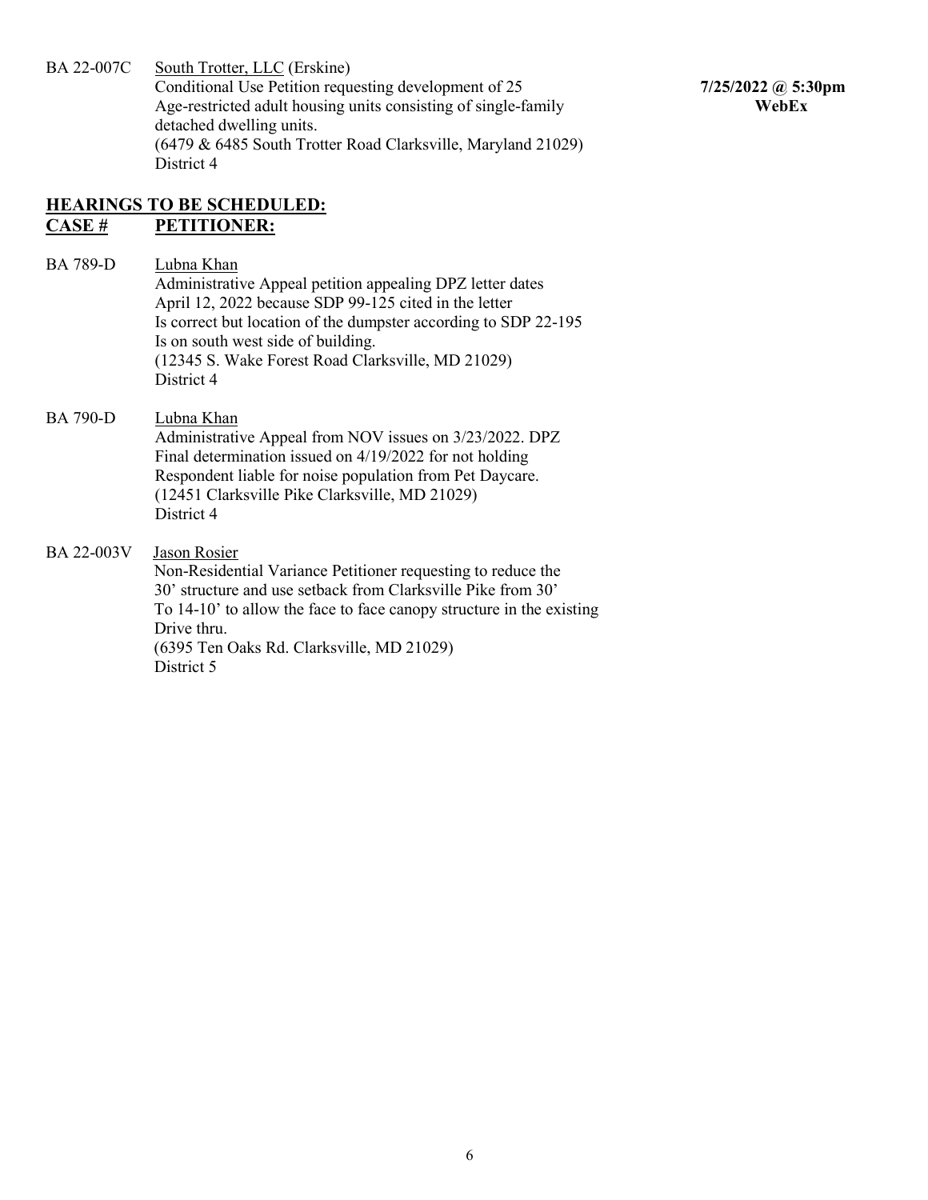BA 22-007C South Trotter, LLC (Erskine)
Conditional Use Petition requesting development of 25 Age-restricted adult housing units consisting of single-family detached dwelling units.
(6479 & 6485 South Trotter Road Clarksville, Maryland 21029)
District 4

**7/25/2022 @ 5:30pm**
**WebEx**

## HEARINGS TO BE SCHEDULED:

**CASE # PETITIONER:**

BA 789-D Lubna Khan
Administrative Appeal petition appealing DPZ letter dates April 12, 2022 because SDP 99-125 cited in the letter Is correct but location of the dumpster according to SDP 22-195 Is on south west side of building.
(12345 S. Wake Forest Road Clarksville, MD 21029)
District 4

BA 790-D Lubna Khan
Administrative Appeal from NOV issues on 3/23/2022. DPZ Final determination issued on 4/19/2022 for not holding Respondent liable for noise population from Pet Daycare.
(12451 Clarksville Pike Clarksville, MD 21029)
District 4

BA 22-003V Jason Rosier
Non-Residential Variance Petitioner requesting to reduce the 30' structure and use setback from Clarksville Pike from 30' To 14-10' to allow the face to face canopy structure in the existing Drive thru.
(6395 Ten Oaks Rd. Clarksville, MD 21029)
District 5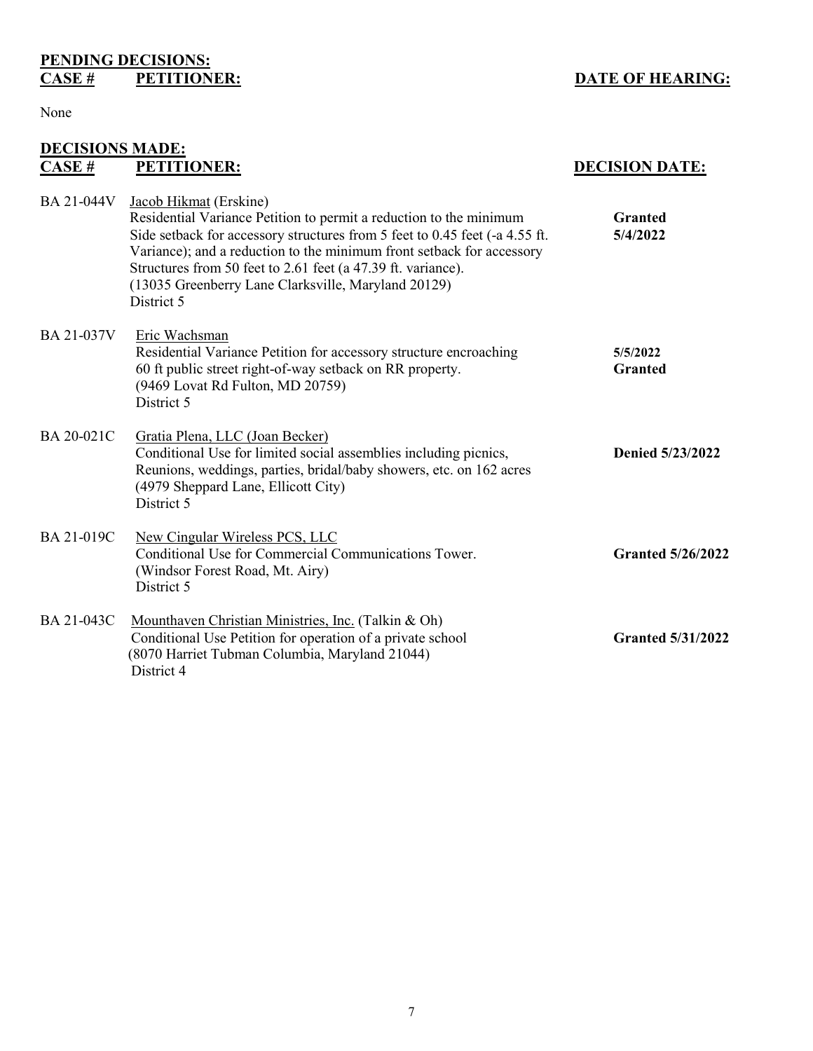**PENDING DECISIONS:**

| CASE # | PETITIONER: | DATE OF HEARING: |
| --- | --- | --- |

None

**DECISIONS MADE:**

| CASE # | PETITIONER: | DECISION DATE: |
| --- | --- | --- |
| BA 21-044V | Jacob Hikmat (Erskine)<br>Residential Variance Petition to permit a reduction to the minimum Side setback for accessory structures from 5 feet to 0.45 feet (-a 4.55 ft. Variance); and a reduction to the minimum front setback for accessory Structures from 50 feet to 2.61 feet (a 47.39 ft. variance).<br>(13035 Greenberry Lane Clarksville, Maryland 20129)<br>District 5 | **Granted 5/4/2022** |
| BA 21-037V | Eric Wachsman<br>Residential Variance Petition for accessory structure encroaching 60 ft public street right-of-way setback on RR property.<br>(9469 Lovat Rd Fulton, MD 20759)<br>District 5 | **5/5/2022 Granted** |
| BA 20-021C | Gratia Plena, LLC (Joan Becker)<br>Conditional Use for limited social assemblies including picnics, Reunions, weddings, parties, bridal/baby showers, etc. on 162 acres<br>(4979 Sheppard Lane, Ellicott City)<br>District 5 | **Denied 5/23/2022** |
| BA 21-019C | New Cingular Wireless PCS, LLC<br>Conditional Use for Commercial Communications Tower.<br>(Windsor Forest Road, Mt. Airy)<br>District 5 | **Granted 5/26/2022** |
| BA 21-043C | Mounthaven Christian Ministries, Inc. (Talkin & Oh)<br>Conditional Use Petition for operation of a private school<br>(8070 Harriet Tubman Columbia, Maryland 21044)<br>District 4 | **Granted 5/31/2022** |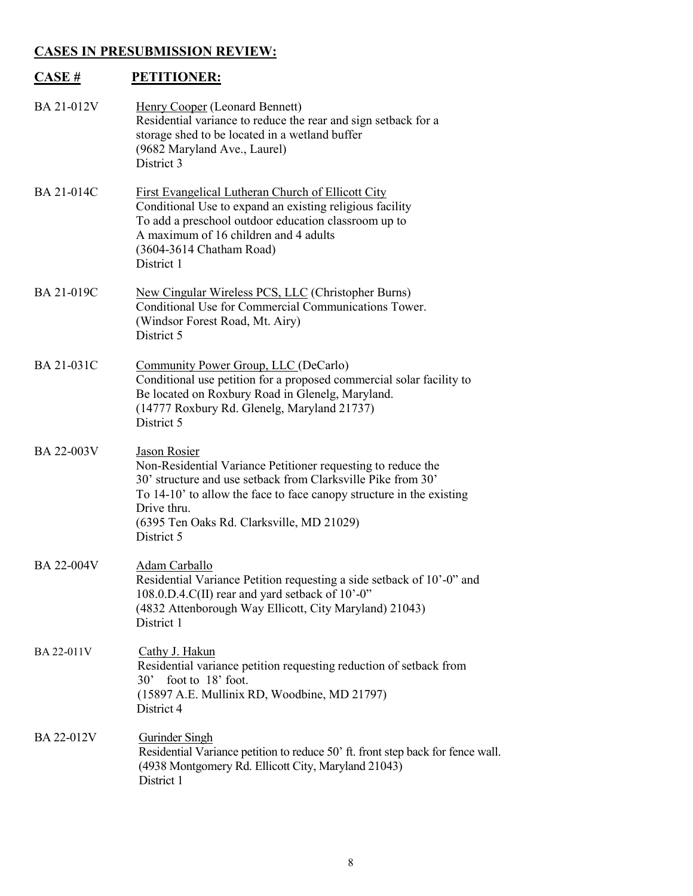## CASES IN PRESUBMISSION REVIEW:

| CASE # | PETITIONER: |
|---|---|
| BA 21-012V | Henry Cooper (Leonard Bennett)<br>Residential variance to reduce the rear and sign setback for a storage shed to be located in a wetland buffer<br>(9682 Maryland Ave., Laurel)<br>District 3 |
| BA 21-014C | First Evangelical Lutheran Church of Ellicott City<br>Conditional Use to expand an existing religious facility<br>To add a preschool outdoor education classroom up to<br>A maximum of 16 children and 4 adults<br>(3604-3614 Chatham Road)<br>District 1 |
| BA 21-019C | New Cingular Wireless PCS, LLC (Christopher Burns)<br>Conditional Use for Commercial Communications Tower.<br>(Windsor Forest Road, Mt. Airy)<br>District 5 |
| BA 21-031C | Community Power Group, LLC (DeCarlo)<br>Conditional use petition for a proposed commercial solar facility to<br>Be located on Roxbury Road in Glenelg, Maryland.<br>(14777 Roxbury Rd. Glenelg, Maryland 21737)<br>District 5 |
| BA 22-003V | Jason Rosier<br>Non-Residential Variance Petitioner requesting to reduce the<br>30' structure and use setback from Clarksville Pike from 30'<br>To 14-10' to allow the face to face canopy structure in the existing<br>Drive thru.<br>(6395 Ten Oaks Rd. Clarksville, MD 21029)<br>District 5 |
| BA 22-004V | Adam Carballo<br>Residential Variance Petition requesting a side setback of 10'-0" and<br>108.0.D.4.C(II) rear and yard setback of 10'-0"<br>(4832 Attenborough Way Ellicott, City Maryland) 21043)<br>District 1 |
| BA 22-011V | Cathy J. Hakun<br>Residential variance petition requesting reduction of setback from<br>30' foot to 18' foot.<br>(15897 A.E. Mullinix RD, Woodbine, MD 21797)<br>District 4 |
| BA 22-012V | Gurinder Singh<br>Residential Variance petition to reduce 50' ft. front step back for fence wall.<br>(4938 Montgomery Rd. Ellicott City, Maryland 21043)<br>District 1 |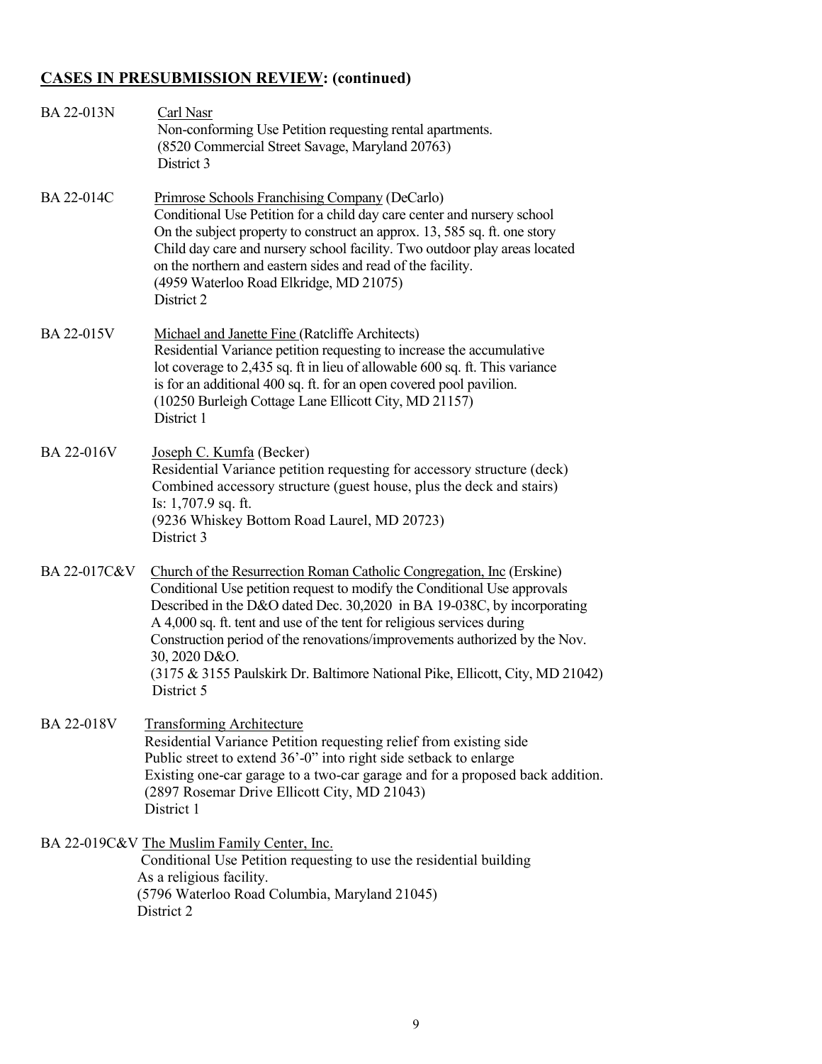## CASES IN PRESUBMISSION REVIEW: (continued)

BA 22-013N Carl Nasr
Non-conforming Use Petition requesting rental apartments.
(8520 Commercial Street Savage, Maryland 20763)
District 3

BA 22-014C Primrose Schools Franchising Company (DeCarlo)
Conditional Use Petition for a child day care center and nursery school
On the subject property to construct an approx. 13, 585 sq. ft. one story
Child day care and nursery school facility. Two outdoor play areas located
on the northern and eastern sides and read of the facility.
(4959 Waterloo Road Elkridge, MD 21075)
District 2

BA 22-015V Michael and Janette Fine (Ratcliffe Architects)
Residential Variance petition requesting to increase the accumulative
lot coverage to 2,435 sq. ft in lieu of allowable 600 sq. ft. This variance
is for an additional 400 sq. ft. for an open covered pool pavilion.
(10250 Burleigh Cottage Lane Ellicott City, MD 21157)
District 1

BA 22-016V Joseph C. Kumfa (Becker)
Residential Variance petition requesting for accessory structure (deck)
Combined accessory structure (guest house, plus the deck and stairs)
Is: 1,707.9 sq. ft.
(9236 Whiskey Bottom Road Laurel, MD 20723)
District 3

BA 22-017C&V Church of the Resurrection Roman Catholic Congregation, Inc (Erskine)
Conditional Use petition request to modify the Conditional Use approvals
Described in the D&O dated Dec. 30,2020 in BA 19-038C, by incorporating
A 4,000 sq. ft. tent and use of the tent for religious services during
Construction period of the renovations/improvements authorized by the Nov.
30, 2020 D&O.
(3175 & 3155 Paulskirk Dr. Baltimore National Pike, Ellicott, City, MD 21042)
District 5

BA 22-018V Transforming Architecture
Residential Variance Petition requesting relief from existing side
Public street to extend 36'-0" into right side setback to enlarge
Existing one-car garage to a two-car garage and for a proposed back addition.
(2897 Rosemar Drive Ellicott City, MD 21043)
District 1

BA 22-019C&V The Muslim Family Center, Inc.
Conditional Use Petition requesting to use the residential building
As a religious facility.
(5796 Waterloo Road Columbia, Maryland 21045)
District 2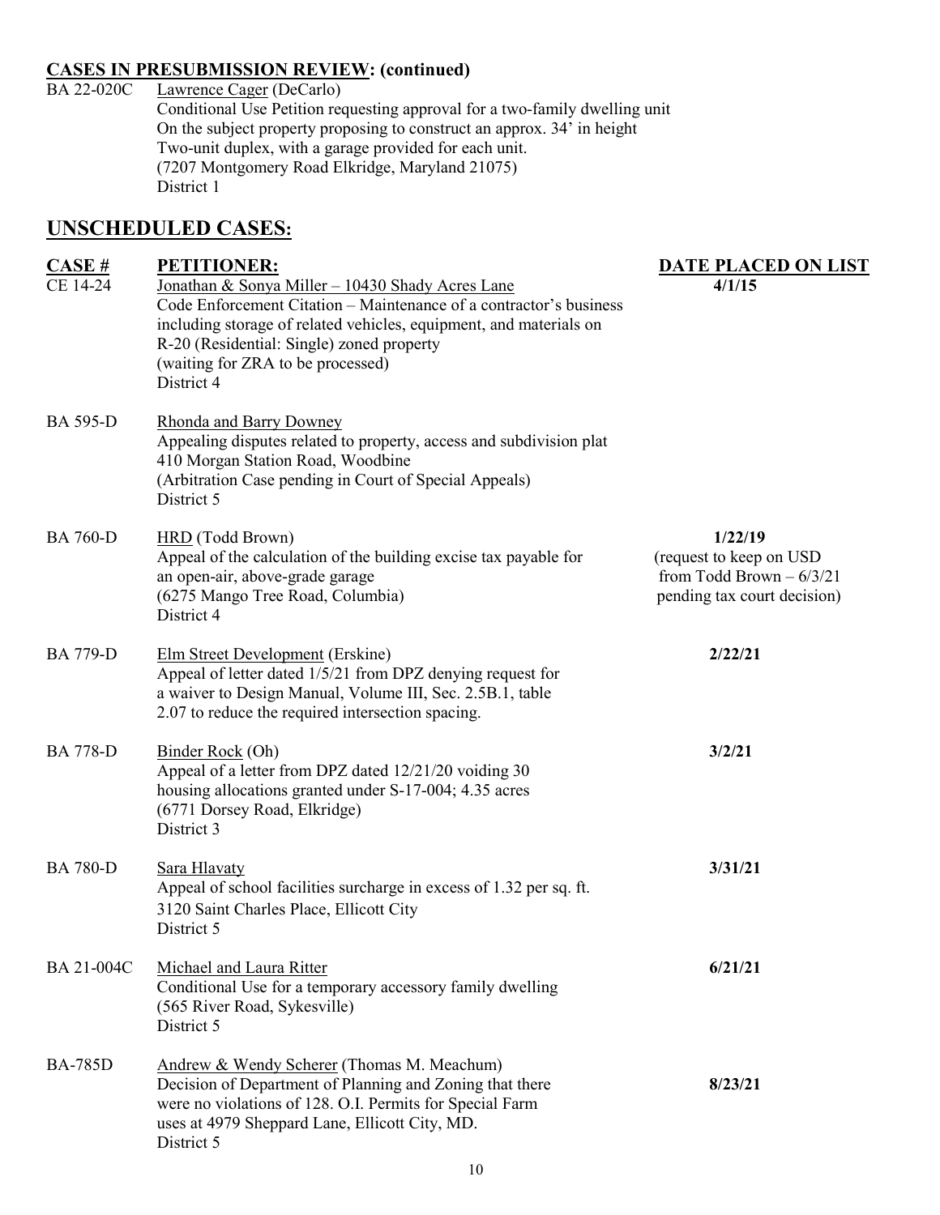**CASES IN PRESUBMISSION REVIEW: (continued)**

BA 22-020C Lawrence Cager (DeCarlo)
Conditional Use Petition requesting approval for a two-family dwelling unit
On the subject property proposing to construct an approx. 34' in height
Two-unit duplex, with a garage provided for each unit.
(7207 Montgomery Road Elkridge, Maryland 21075)
District 1

## UNSCHEDULED CASES:

| CASE # | PETITIONER: | DATE PLACED ON LIST |
|---|---|---|
| CE 14-24 | Jonathan & Sonya Miller – 10430 Shady Acres Lane<br>Code Enforcement Citation – Maintenance of a contractor's business including storage of related vehicles, equipment, and materials on R-20 (Residential: Single) zoned property<br>(waiting for ZRA to be processed)<br>District 4 | 4/1/15 |
| BA 595-D | Rhonda and Barry Downey<br>Appealing disputes related to property, access and subdivision plat<br>410 Morgan Station Road, Woodbine<br>(Arbitration Case pending in Court of Special Appeals)<br>District 5 | |
| BA 760-D | HRD (Todd Brown)<br>Appeal of the calculation of the building excise tax payable for an open-air, above-grade garage<br>(6275 Mango Tree Road, Columbia)<br>District 4 | 1/22/19<br>(request to keep on USD from Todd Brown – 6/3/21 pending tax court decision) |
| BA 779-D | Elm Street Development (Erskine)<br>Appeal of letter dated 1/5/21 from DPZ denying request for a waiver to Design Manual, Volume III, Sec. 2.5B.1, table 2.07 to reduce the required intersection spacing. | 2/22/21 |
| BA 778-D | Binder Rock (Oh)<br>Appeal of a letter from DPZ dated 12/21/20 voiding 30 housing allocations granted under S-17-004; 4.35 acres<br>(6771 Dorsey Road, Elkridge)<br>District 3 | 3/2/21 |
| BA 780-D | Sara Hlavaty<br>Appeal of school facilities surcharge in excess of 1.32 per sq. ft.<br>3120 Saint Charles Place, Ellicott City<br>District 5 | 3/31/21 |
| BA 21-004C | Michael and Laura Ritter<br>Conditional Use for a temporary accessory family dwelling<br>(565 River Road, Sykesville)<br>District 5 | 6/21/21 |
| BA-785D | Andrew & Wendy Scherer (Thomas M. Meachum)<br>Decision of Department of Planning and Zoning that there were no violations of 128. O.I. Permits for Special Farm uses at 4979 Sheppard Lane, Ellicott City, MD.<br>District 5 | 8/23/21 |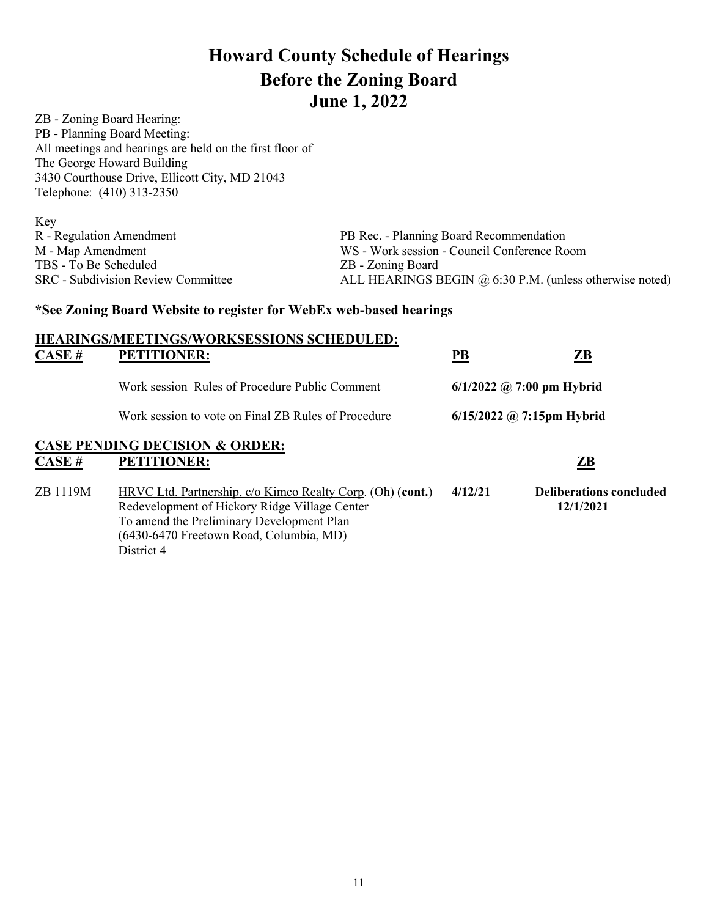# Howard County Schedule of Hearings
# Before the Zoning Board
# June 1, 2022

ZB - Zoning Board Hearing:
PB - Planning Board Meeting:
All meetings and hearings are held on the first floor of
The George Howard Building
3430 Courthouse Drive, Ellicott City, MD 21043
Telephone: (410) 313-2350

Key

| | |
|---|---|
| R - Regulation Amendment | PB Rec. - Planning Board Recommendation |
| M - Map Amendment | WS - Work session - Council Conference Room |
| TBS - To Be Scheduled | ZB - Zoning Board |
| SRC - Subdivision Review Committee | ALL HEARINGS BEGIN @ 6:30 P.M. (unless otherwise noted) |

**\*See Zoning Board Website to register for WebEx web-based hearings**

## HEARINGS/MEETINGS/WORKSESSIONS SCHEDULED:

| CASE # | PETITIONER: | PB | ZB |
|---|---|---|---|
| | Work session Rules of Procedure Public Comment | **6/1/2022 @ 7:00 pm Hybrid** | |
| | Work session to vote on Final ZB Rules of Procedure | **6/15/2022 @ 7:15pm Hybrid** | |

## CASE PENDING DECISION & ORDER:

| CASE # | PETITIONER: | | ZB |
|---|---|---|---|
| ZB 1119M | HRVC Ltd. Partnership, c/o Kimco Realty Corp. (Oh) (**cont.**) Redevelopment of Hickory Ridge Village Center To amend the Preliminary Development Plan (6430-6470 Freetown Road, Columbia, MD) District 4 | **4/12/21** | **Deliberations concluded 12/1/2021** |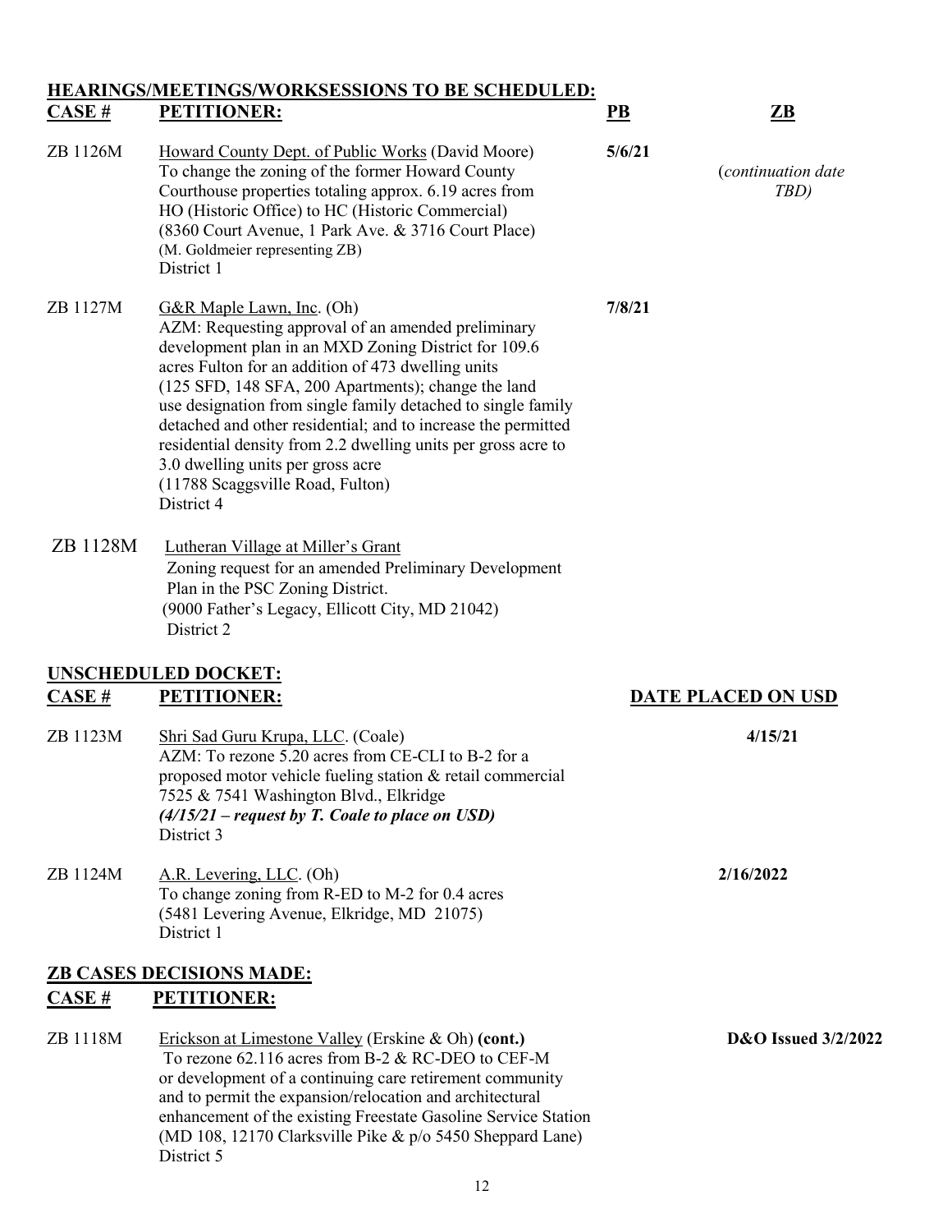## HEARINGS/MEETINGS/WORKSESSIONS TO BE SCHEDULED:

| CASE # | PETITIONER: | PB | ZB |
|---|---|---|---|
| ZB 1126M | Howard County Dept. of Public Works (David Moore)<br>To change the zoning of the former Howard County Courthouse properties totaling approx. 6.19 acres from HO (Historic Office) to HC (Historic Commercial)<br>(8360 Court Avenue, 1 Park Ave. & 3716 Court Place)<br>(M. Goldmeier representing ZB)<br>District 1 | **5/6/21** | (*continuation date TBD)* |
| ZB 1127M | G&R Maple Lawn, Inc. (Oh)<br>AZM: Requesting approval of an amended preliminary development plan in an MXD Zoning District for 109.6 acres Fulton for an addition of 473 dwelling units (125 SFD, 148 SFA, 200 Apartments); change the land use designation from single family detached to single family detached and other residential; and to increase the permitted residential density from 2.2 dwelling units per gross acre to 3.0 dwelling units per gross acre<br>(11788 Scaggsville Road, Fulton)<br>District 4 | **7/8/21** | |
| ZB 1128M | Lutheran Village at Miller's Grant<br>Zoning request for an amended Preliminary Development Plan in the PSC Zoning District.<br>(9000 Father's Legacy, Ellicott City, MD 21042)<br>District 2 | | |

## UNSCHEDULED DOCKET:

| CASE # | PETITIONER: | DATE PLACED ON USD |
|---|---|---|
| ZB 1123M | Shri Sad Guru Krupa, LLC. (Coale)<br>AZM: To rezone 5.20 acres from CE-CLI to B-2 for a proposed motor vehicle fueling station & retail commercial<br>7525 & 7541 Washington Blvd., Elkridge<br>***(4/15/21 – request by T. Coale to place on USD)***<br>District 3 | **4/15/21** |
| ZB 1124M | A.R. Levering, LLC. (Oh)<br>To change zoning from R-ED to M-2 for 0.4 acres<br>(5481 Levering Avenue, Elkridge, MD 21075)<br>District 1 | **2/16/2022** |

## ZB CASES DECISIONS MADE:

| CASE # | PETITIONER: | |
|---|---|---|
| ZB 1118M | Erickson at Limestone Valley (Erskine & Oh) **(cont.)**<br>To rezone 62.116 acres from B-2 & RC-DEO to CEF-M or development of a continuing care retirement community and to permit the expansion/relocation and architectural enhancement of the existing Freestate Gasoline Service Station<br>(MD 108, 12170 Clarksville Pike & p/o 5450 Sheppard Lane)<br>District 5 | **D&O Issued 3/2/2022** |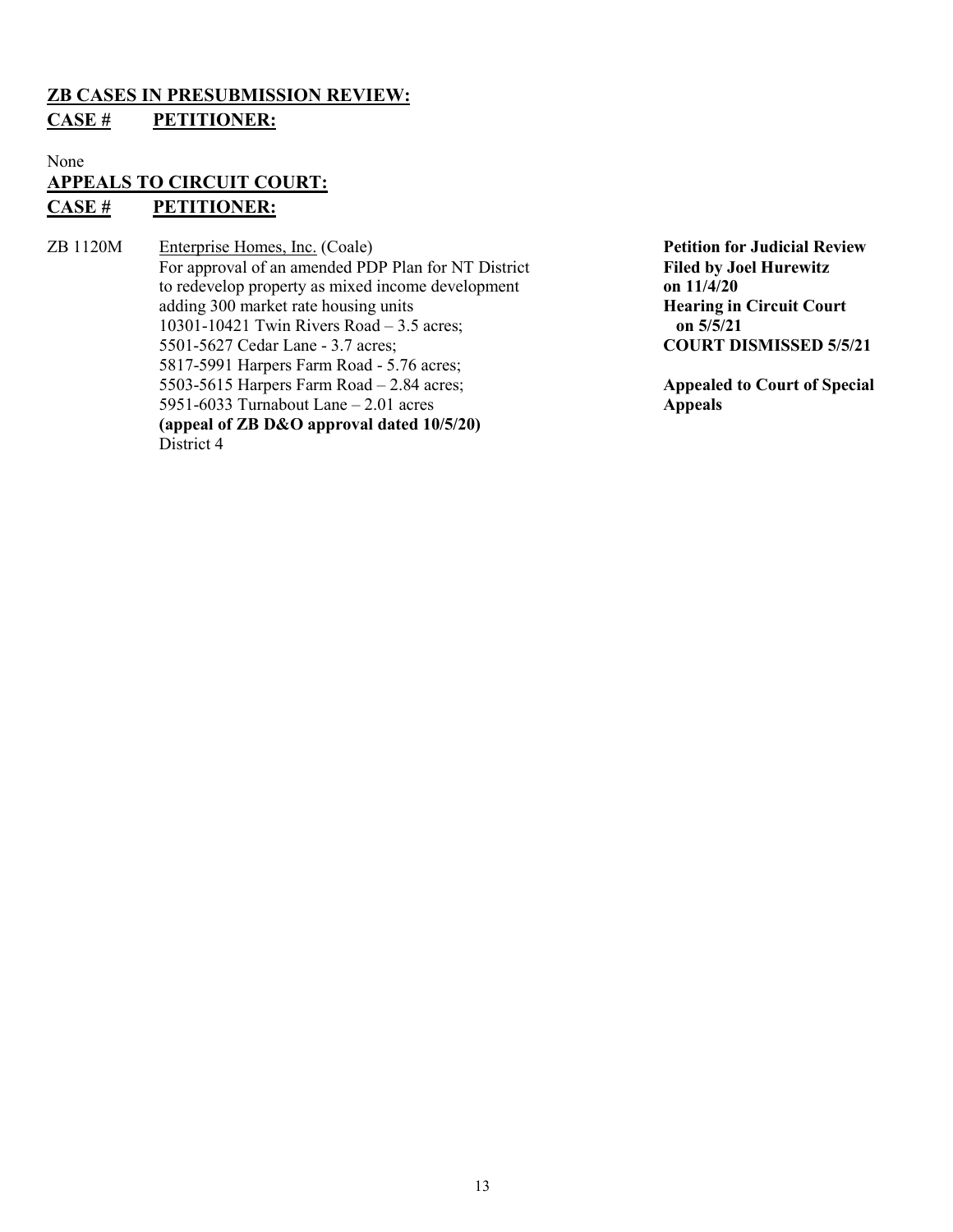**<u>ZB CASES IN PRESUBMISSION REVIEW:</u>**
**<u>CASE #</u>** **<u>PETITIONER:</u>**

None

**<u>APPEALS TO CIRCUIT COURT:</u>**
**<u>CASE #</u>** **<u>PETITIONER:</u>**

| CASE # | PETITIONER | STATUS |
|---|---|---|
| ZB 1120M | <u>Enterprise Homes, Inc.</u> (Coale)<br>For approval of an amended PDP Plan for NT District to redevelop property as mixed income development adding 300 market rate housing units<br>10301-10421 Twin Rivers Road – 3.5 acres;<br>5501-5627 Cedar Lane - 3.7 acres;<br>5817-5991 Harpers Farm Road - 5.76 acres;<br>5503-5615 Harpers Farm Road – 2.84 acres;<br>5951-6033 Turnabout Lane – 2.01 acres<br>**(appeal of ZB D&O approval dated 10/5/20)**<br>District 4 | **Petition for Judicial Review Filed by Joel Hurewitz on 11/4/20**<br>**Hearing in Circuit Court on 5/5/21**<br>**COURT DISMISSED 5/5/21**<br><br>**Appealed to Court of Special Appeals** |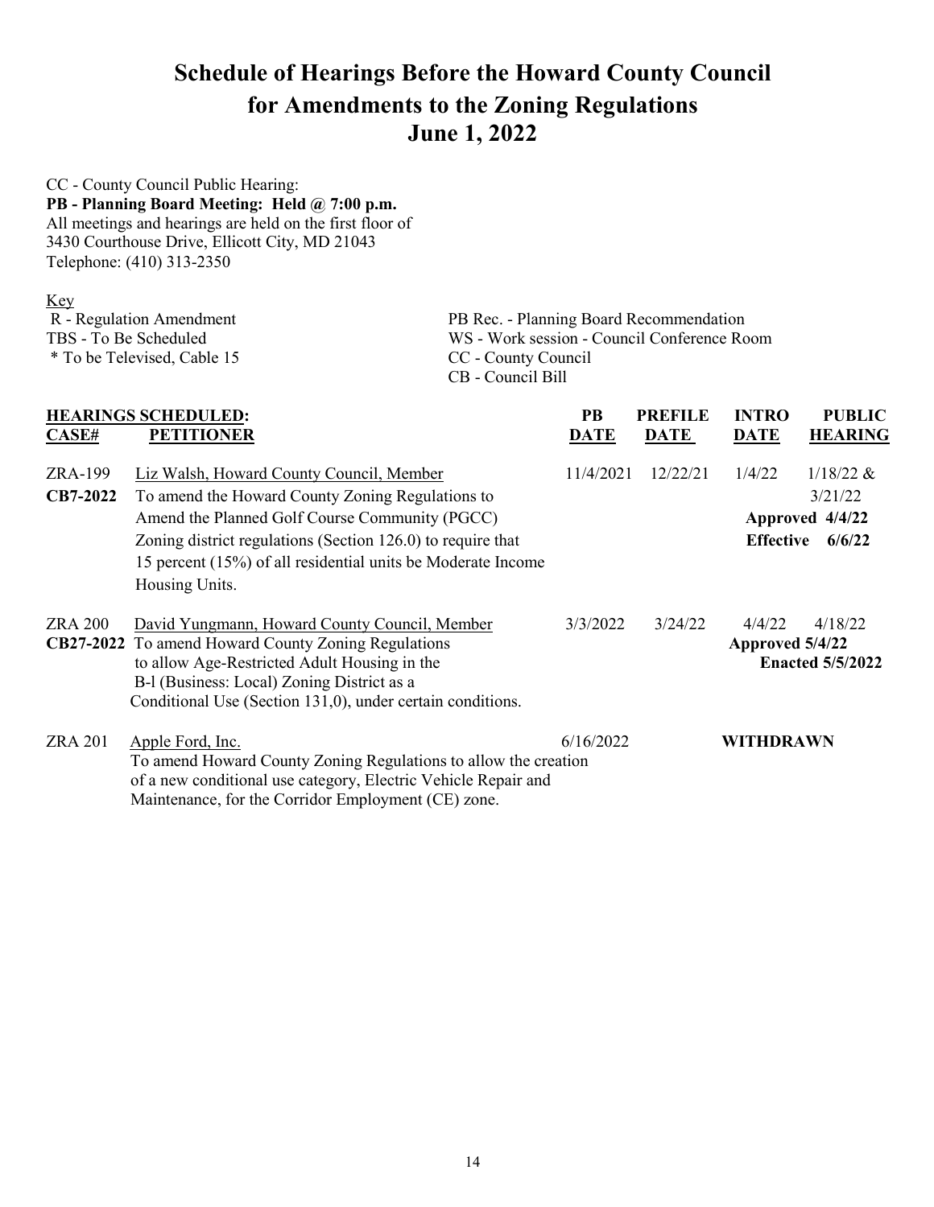# Schedule of Hearings Before the Howard County Council for Amendments to the Zoning Regulations June 1, 2022

CC - County Council Public Hearing:
**PB - Planning Board Meeting: Held @ 7:00 p.m.**
All meetings and hearings are held on the first floor of
3430 Courthouse Drive, Ellicott City, MD 21043
Telephone: (410) 313-2350

Key

R - Regulation Amendment
TBS - To Be Scheduled
* To be Televised, Cable 15

PB Rec. - Planning Board Recommendation
WS - Work session - Council Conference Room
CC - County Council
CB - Council Bill

**HEARINGS SCHEDULED:**

| CASE# | PETITIONER | PB DATE | PREFILE DATE | INTRO DATE | PUBLIC HEARING |
|---|---|---|---|---|---|
| ZRA-199 **CB7-2022** | Liz Walsh, Howard County Council, Member To amend the Howard County Zoning Regulations to Amend the Planned Golf Course Community (PGCC) Zoning district regulations (Section 126.0) to require that 15 percent (15%) of all residential units be Moderate Income Housing Units. | 11/4/2021 | 12/22/21 | 1/4/22 **Approved** **Effective** | 1/18/22 & 3/21/22 **4/4/22** **6/6/22** |
| ZRA 200 **CB27-2022** | David Yungmann, Howard County Council, Member To amend Howard County Zoning Regulations to allow Age-Restricted Adult Housing in the B-l (Business: Local) Zoning District as a Conditional Use (Section 131,0), under certain conditions. | 3/3/2022 | 3/24/22 | 4/4/22 **Approved 5/4/22** | 4/18/22 **Enacted 5/5/2022** |
| ZRA 201 | Apple Ford, Inc. To amend Howard County Zoning Regulations to allow the creation of a new conditional use category, Electric Vehicle Repair and Maintenance, for the Corridor Employment (CE) zone. | 6/16/2022 | | **WITHDRAWN** | |